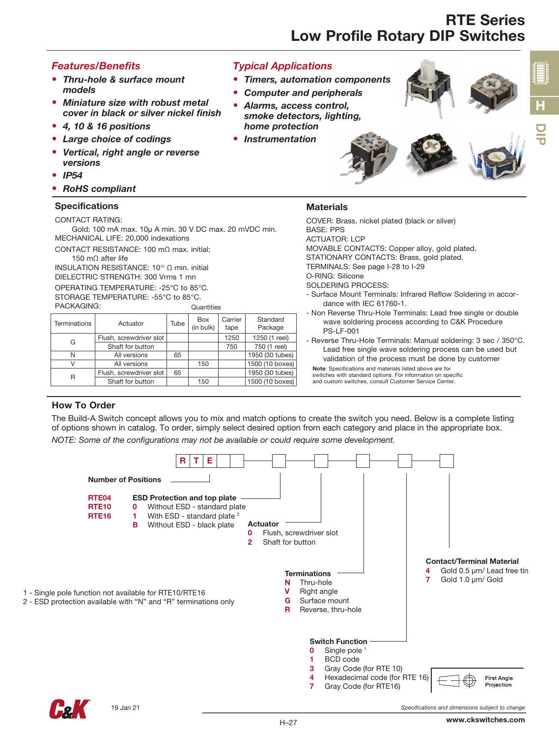# RTE Series
# Low Profile Rotary DIP Switches

## *Features/Benefits*

- ***Thru-hole & surface mount models***
- ***Miniature size with robust metal cover in black or silver nickel finish***
- ***4, 10 & 16 positions***
- ***Large choice of codings***
- ***Vertical, right angle or reverse versions***
- ***IP54***
- ***RoHS compliant***

## *Typical Applications*

- ***Timers, automation components***
- ***Computer and peripherals***
- ***Alarms, access control, smoke detectors, lighting, home protection***
- ***Instrumentation***

## Specifications

CONTACT RATING:
Gold: 100 mA max. 10µ A min. 30 V DC max. 20 mVDC min.
MECHANICAL LIFE: 20,000 indexations
CONTACT RESISTANCE: 100 mΩ max. initial;
150 mΩ after life
INSULATION RESISTANCE: $10^{10}$ Ω min. initial
DIELECTRIC STRENGTH: 300 Vrms 1 mn
OPERATING TEMPERATURE: -25°C to 85°C.
STORAGE TEMPERATURE: -55°C to 85°C.
PACKAGING:

| Terminations | Actuator | Tube | Box (in bulk) | Carrier tape | Standard Package |
|---|---|---|---|---|---|
| G | Flush, screwdriver slot | | | 1250 | 1250 (1 reel) |
| | Shaft for button | | | 750 | 750 (1 reel) |
| N | All versions | 65 | | | 1950 (30 tubes) |
| V | All versions | | 150 | | 1500 (10 boxes) |
| R | Flush, screwdriver slot | 65 | | | 1950 (30 tubes) |
| | Shaft for button | | 150 | | 1500 (10 boxes) |

Quantities: Tube, Box (in bulk), Carrier tape

## Materials

COVER: Brass, nickel plated (black or silver)
BASE: PPS
ACTUATOR: LCP
MOVABLE CONTACTS: Copper alloy, gold plated.
STATIONARY CONTACTS: Brass, gold plated.
TERMINALS: See page I-28 to I-29
O-RING: Silicone
SOLDERING PROCESS:
- Surface Mount Terminals: Infrared Reflow Soldering in accordance with IEC 61760-1.
- Non Reverse Thru-Hole Terminals: Lead free single or double wave soldering process according to C&K Procedure PS-LF-001
- Reverse Thru-Hole Terminals: Manual soldering: 3 sec / 350°C. Lead free single wave soldering process can be used but validation of the process must be done by customer

**Note**: Specifications and materials listed above are for switches with standard options. For information on specific and custom switches, consult Customer Service Center.

## How To Order

The Build-A Switch concept allows you to mix and match options to create the switch you need. Below is a complete listing of options shown in catalog. To order, simply select desired option from each category and place in the appropriate box.

*NOTE: Some of the configurations may not be available or could require some development.*

R T E _ _ – _ – _ – _ – _ – _

**Number of Positions**
- **RTE04**
- **RTE10**
- **RTE16**

**ESD Protection and top plate**
- **0** Without ESD - standard plate
- **1** With ESD - standard plate [2]
- **B** Without ESD - black plate

**Actuator**
- **0** Flush, screwdriver slot
- **2** Shaft for button

**Terminations**
- **N** Thru-hole
- **V** Right angle
- **G** Surface mount
- **R** Reverse, thru-hole

**Switch Function**
- **0** Single pole [1]
- **1** BCD code
- **3** Gray Code (for RTE 10)
- **4** Hexadecimal code (for RTE 16)
- **7** Gray Code (for RTE16)

**Contact/Terminal Material**
- **4** Gold 0.5 µm/ Lead free tin
- **7** Gold 1.0 µm/ Gold

1 - Single pole function not available for RTE10/RTE16
2 - ESD protection available with "N" and "R" terminations only

First Angle Projection

19 Jan 21

*Specifications and dimensions subject to change*

www.ckswitches.com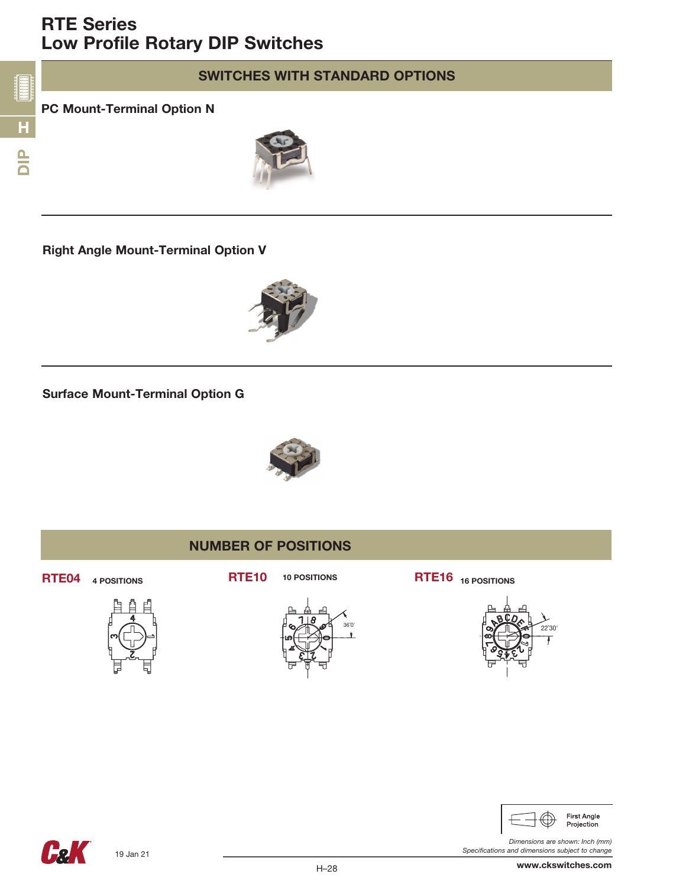# RTE Series
# Low Profile Rotary DIP Switches

## SWITCHES WITH STANDARD OPTIONS

### PC Mount-Terminal Option N

### Right Angle Mount-Terminal Option V

### Surface Mount-Terminal Option G

## NUMBER OF POSITIONS

**RTE04** 4 POSITIONS

**RTE10** 10 POSITIONS

36°0'

**RTE16** 16 POSITIONS

22°30'

First Angle Projection

*Dimensions are shown: Inch (mm)*
*Specifications and dimensions subject to change*

19 Jan 21

www.ckswitches.com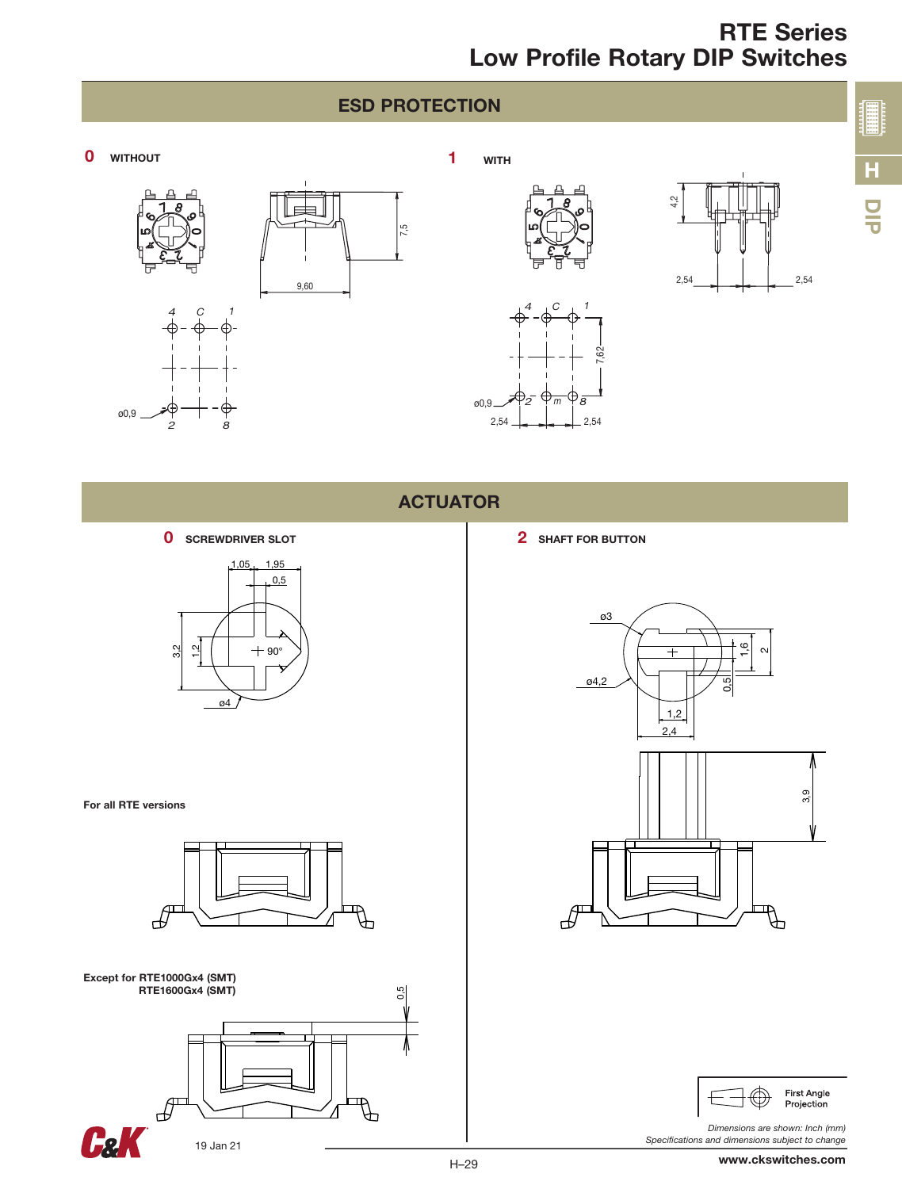## ESD PROTECTION

**0** WITHOUT

**1** WITH

## ACTUATOR

**0** SCREWDRIVER SLOT

**2** SHAFT FOR BUTTON

**For all RTE versions**

**Except for RTE1000Gx4 (SMT)**
**RTE1600Gx4 (SMT)**

First Angle Projection

*Dimensions are shown: Inch (mm)*
*Specifications and dimensions subject to change*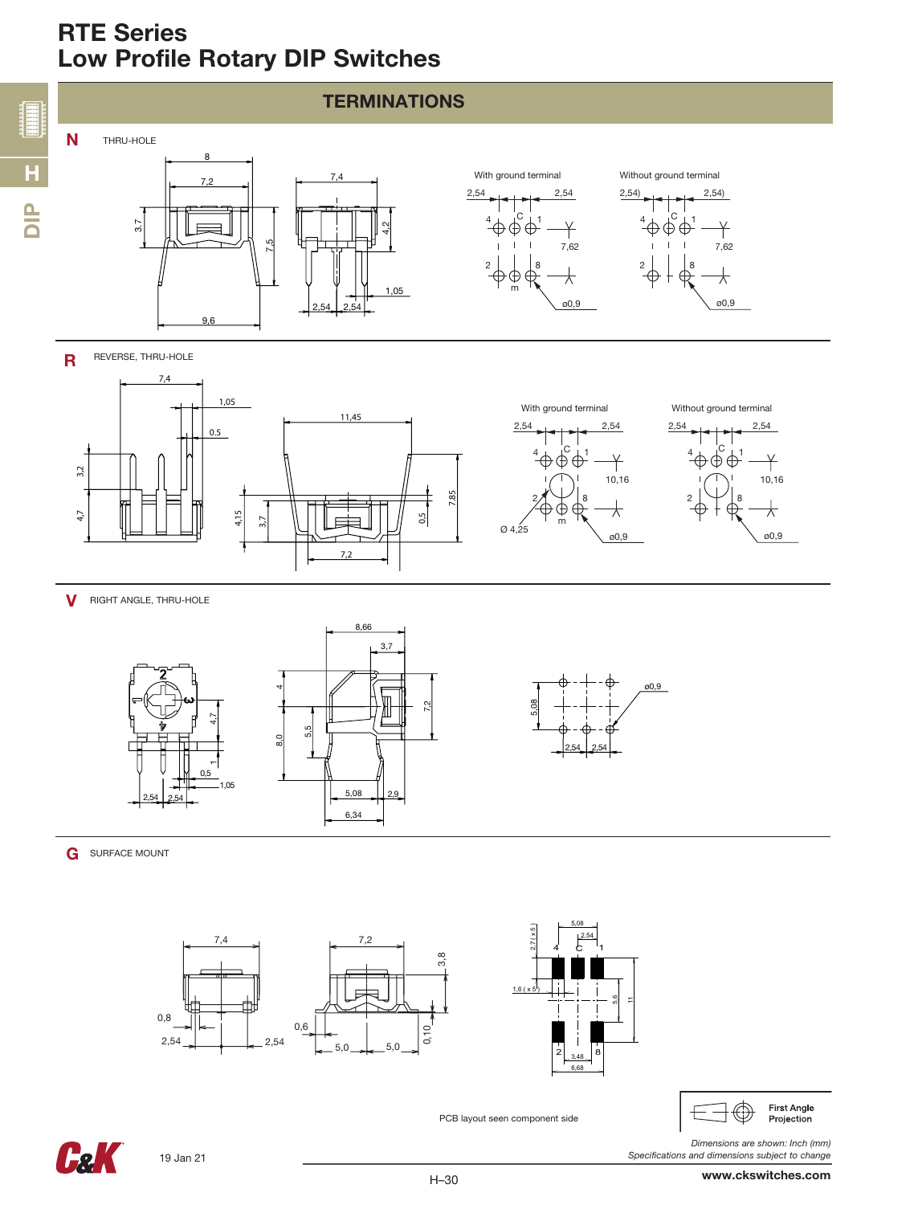# RTE Series
# Low Profile Rotary DIP Switches

## TERMINATIONS

**N** THRU-HOLE

8, 7,2, 3,7, 7,5, 9,6, 7,4, 4,2, 1,05, 2,54, 2,54

With ground terminal: 2,54, 2,54, 4, C, 1, 7,62, 2, 8, m, ø0,9

Without ground terminal: 2,54), 2,54), 4, C, 1, 7,62, 2, 8, ø0,9

**R** REVERSE, THRU-HOLE

7,4, 1,05, 0.5, 3,2, 4,7, 11,45, 4,15, 3,7, 0,5, 7,85, 7,2

With ground terminal: 2,54, 2,54, 4, C, 1, 10,16, 2, 8, m, Ø 4,25, ø0,9

Without ground terminal: 2,54, 2,54, 4, C, 1, 10,16, 2, 8, ø0,9

**V** RIGHT ANGLE, THRU-HOLE

4,7, 1, 0,5, 1,05, 2,54, 2,54, 8,66, 3,7, 4, 8,0, 5,5, 7,2, 5,08, 2,9, 6,34

5,08, ø0,9, 2,54, 2,54

**G** SURFACE MOUNT

7,4, 0,8, 2,54, 2,54, 7,2, 3,8, 0,6, 5,0, 5,0, 0,10

5,08, 2,54, 2,7 (x 5), 4, C, 1, 1,6 (x 5), 5,6, 11, 2, 8, 3,48, 6,68

PCB layout seen component side

First Angle Projection

*Dimensions are shown: Inch (mm)*
*Specifications and dimensions subject to change*

19 Jan 21

www.ckswitches.com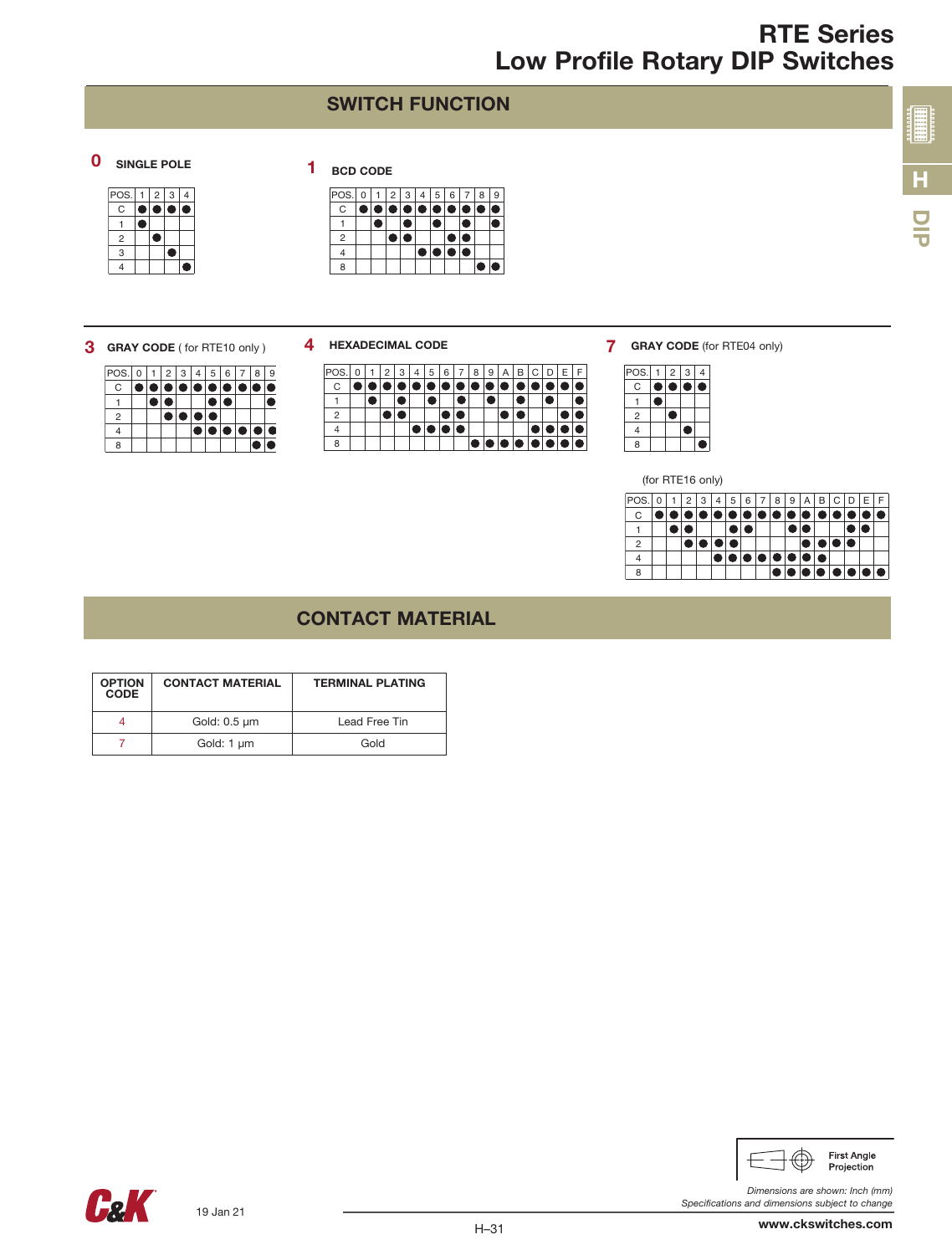# RTE Series
## Low Profile Rotary DIP Switches

## SWITCH FUNCTION

### 0 SINGLE POLE

| POS. | 1 | 2 | 3 | 4 |
|---|---|---|---|---|
| C | ● | ● | ● | ● |
| 1 | ● | | | |
| 2 | | ● | | |
| 3 | | | ● | |
| 4 | | | | ● |

### 1 BCD CODE

| POS. | 0 | 1 | 2 | 3 | 4 | 5 | 6 | 7 | 8 | 9 |
|---|---|---|---|---|---|---|---|---|---|---|
| C | ● | ● | ● | ● | ● | ● | ● | ● | ● | ● |
| 1 | | ● | | ● | | ● | | ● | | ● |
| 2 | | | ● | ● | | | ● | ● | | |
| 4 | | | | | ● | ● | ● | ● | | |
| 8 | | | | | | | | | ● | ● |

### 3 GRAY CODE ( for RTE10 only )

| POS. | 0 | 1 | 2 | 3 | 4 | 5 | 6 | 7 | 8 | 9 |
|---|---|---|---|---|---|---|---|---|---|---|
| C | ● | ● | ● | ● | ● | ● | ● | ● | ● | ● |
| 1 | | ● | ● | | | ● | ● | | | ● |
| 2 | | | ● | ● | ● | ● | | | | |
| 4 | | | | | ● | ● | ● | ● | ● | ● |
| 8 | | | | | | | | | ● | ● |

### 4 HEXADECIMAL CODE

| POS. | 0 | 1 | 2 | 3 | 4 | 5 | 6 | 7 | 8 | 9 | A | B | C | D | E | F |
|---|---|---|---|---|---|---|---|---|---|---|---|---|---|---|---|---|
| C | ● | ● | ● | ● | ● | ● | ● | ● | ● | ● | ● | ● | ● | ● | ● | ● |
| 1 | | ● | | ● | | ● | | ● | | ● | | ● | | ● | | ● |
| 2 | | | ● | ● | | | ● | ● | | | ● | ● | | | ● | ● |
| 4 | | | | | ● | ● | ● | ● | | | | | ● | ● | ● | ● |
| 8 | | | | | | | | | ● | ● | ● | ● | ● | ● | ● | ● |

### 7 GRAY CODE (for RTE04 only)

| POS. | 1 | 2 | 3 | 4 |
|---|---|---|---|---|
| C | ● | ● | ● | ● |
| 1 | ● | | | |
| 2 | | ● | | |
| 4 | | | ● | |
| 8 | | | | ● |

(for RTE16 only)

| POS. | 0 | 1 | 2 | 3 | 4 | 5 | 6 | 7 | 8 | 9 | A | B | C | D | E | F |
|---|---|---|---|---|---|---|---|---|---|---|---|---|---|---|---|---|
| C | ● | ● | ● | ● | ● | ● | ● | ● | ● | ● | ● | ● | ● | ● | ● | ● |
| 1 | | ● | ● | | | ● | ● | | | ● | ● | | | ● | ● | |
| 2 | | | ● | ● | ● | ● | | | | | ● | ● | ● | ● | | |
| 4 | | | | | ● | ● | ● | ● | ● | ● | ● | ● | | | | |
| 8 | | | | | | | | | ● | ● | ● | ● | ● | ● | ● | ● |

## CONTACT MATERIAL

| OPTION CODE | CONTACT MATERIAL | TERMINAL PLATING |
|---|---|---|
| 4 | Gold: 0.5 µm | Lead Free Tin |
| 7 | Gold: 1 µm | Gold |

First Angle Projection

*Dimensions are shown: Inch (mm)*
*Specifications and dimensions subject to change*

19 Jan 21

www.ckswitches.com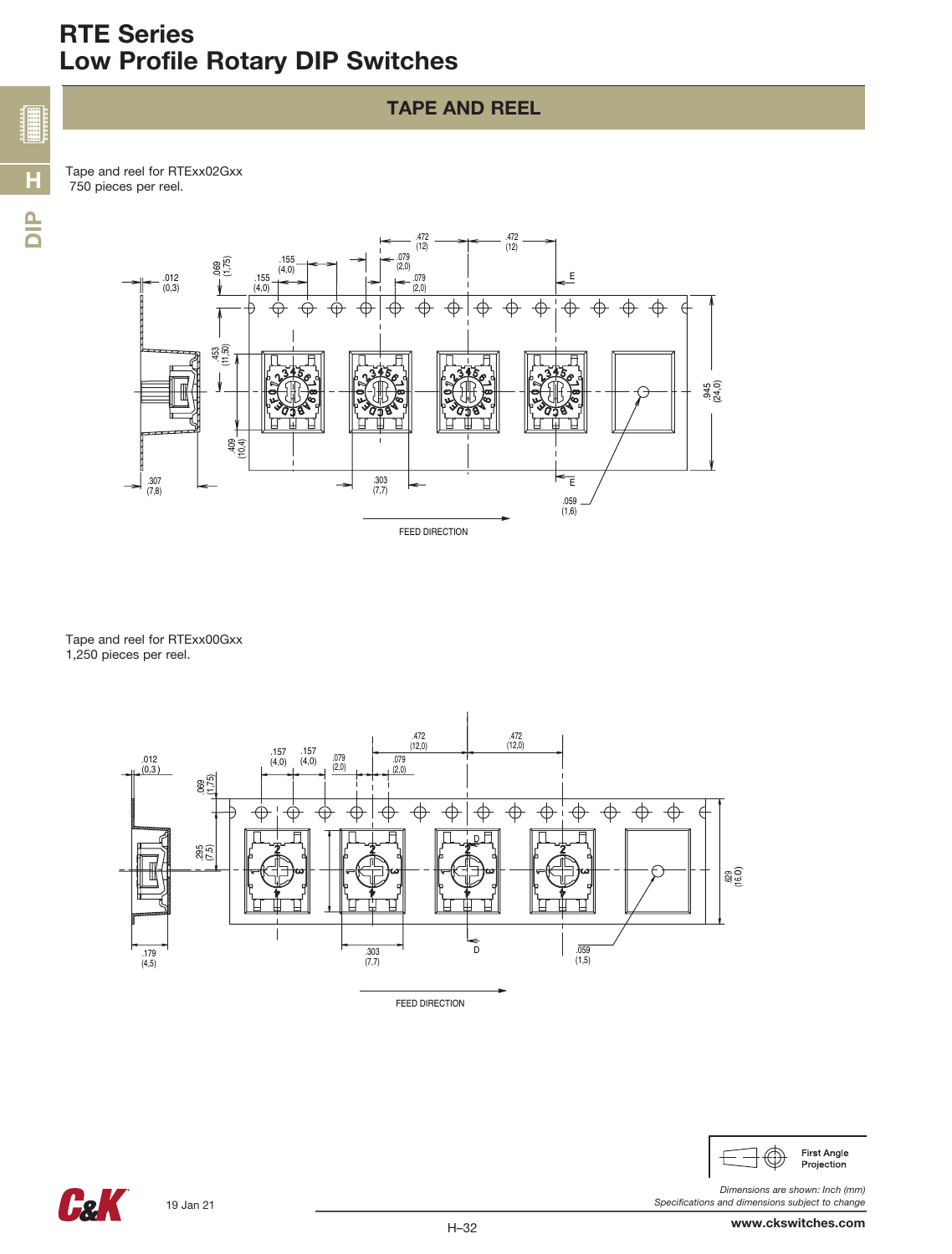# RTE Series
# Low Profile Rotary DIP Switches

## TAPE AND REEL

Tape and reel for RTExx02Gxx
750 pieces per reel.

.472 (12)
.472 (12)
.155 (4,0)
.079 (2,0)
.069 (1,75)
.012 (0,3)
.155 (4,0)
.079 (2,0)
E
.453 (11,50)
.945 (24,0)
.409 (10,4)
.307 (7,8)
.303 (7,7)
E
.059 (1,6)
FEED DIRECTION

Tape and reel for RTExx00Gxx
1,250 pieces per reel.

.472 (12,0)
.472 (12,0)
.157 (4,0)
.157 (4,0)
.079 (2,0)
.079 (2,0)
.012 (0,3)
.069 (1,75)
.295 (7,5)
D
.629 (16,0)
.179 (4,5)
.303 (7,7)
D
.059 (1,5)
FEED DIRECTION

First Angle Projection

*Dimensions are shown: Inch (mm)*
*Specifications and dimensions subject to change*

19 Jan 21